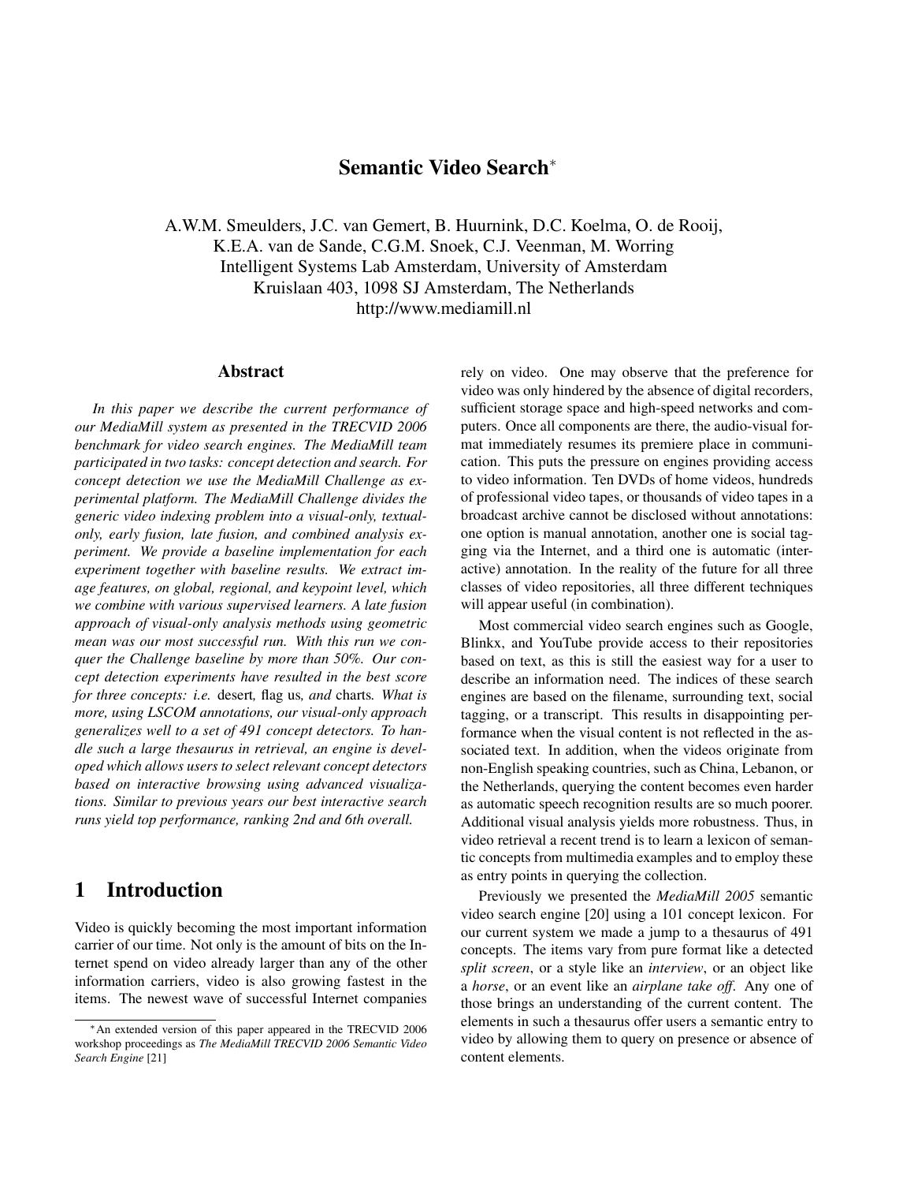# Semantic Video Search*

A.W.M. Smeulders, J.C. van Gemert, B. Huurnink, D.C. Koelma, O. de Rooij,
K.E.A. van de Sande, C.G.M. Snoek, C.J. Veenman, M. Worring
Intelligent Systems Lab Amsterdam, University of Amsterdam
Kruislaan 403, 1098 SJ Amsterdam, The Netherlands
http://www.mediamill.nl

## Abstract

*In this paper we describe the current performance of our MediaMill system as presented in the TRECVID 2006 benchmark for video search engines. The MediaMill team participated in two tasks: concept detection and search. For concept detection we use the MediaMill Challenge as experimental platform. The MediaMill Challenge divides the generic video indexing problem into a visual-only, textual-only, early fusion, late fusion, and combined analysis experiment. We provide a baseline implementation for each experiment together with baseline results. We extract image features, on global, regional, and keypoint level, which we combine with various supervised learners. A late fusion approach of visual-only analysis methods using geometric mean was our most successful run. With this run we conquer the Challenge baseline by more than 50%. Our concept detection experiments have resulted in the best score for three concepts: i.e.* desert*,* flag us*, and* charts*. What is more, using LSCOM annotations, our visual-only approach generalizes well to a set of 491 concept detectors. To handle such a large thesaurus in retrieval, an engine is developed which allows users to select relevant concept detectors based on interactive browsing using advanced visualizations. Similar to previous years our best interactive search runs yield top performance, ranking 2nd and 6th overall.*

## 1 Introduction

Video is quickly becoming the most important information carrier of our time. Not only is the amount of bits on the Internet spend on video already larger than any of the other information carriers, video is also growing fastest in the items. The newest wave of successful Internet companies rely on video. One may observe that the preference for video was only hindered by the absence of digital recorders, sufficient storage space and high-speed networks and computers. Once all components are there, the audio-visual format immediately resumes its premiere place in communication. This puts the pressure on engines providing access to video information. Ten DVDs of home videos, hundreds of professional video tapes, or thousands of video tapes in a broadcast archive cannot be disclosed without annotations: one option is manual annotation, another one is social tagging via the Internet, and a third one is automatic (interactive) annotation. In the reality of the future for all three classes of video repositories, all three different techniques will appear useful (in combination).

Most commercial video search engines such as Google, Blinkx, and YouTube provide access to their repositories based on text, as this is still the easiest way for a user to describe an information need. The indices of these search engines are based on the filename, surrounding text, social tagging, or a transcript. This results in disappointing performance when the visual content is not reflected in the associated text. In addition, when the videos originate from non-English speaking countries, such as China, Lebanon, or the Netherlands, querying the content becomes even harder as automatic speech recognition results are so much poorer. Additional visual analysis yields more robustness. Thus, in video retrieval a recent trend is to learn a lexicon of semantic concepts from multimedia examples and to employ these as entry points in querying the collection.

Previously we presented the *MediaMill 2005* semantic video search engine [20] using a 101 concept lexicon. For our current system we made a jump to a thesaurus of 491 concepts. The items vary from pure format like a detected *split screen*, or a style like an *interview*, or an object like a *horse*, or an event like an *airplane take off*. Any one of those brings an understanding of the current content. The elements in such a thesaurus offer users a semantic entry to video by allowing them to query on presence or absence of content elements.

*An extended version of this paper appeared in the TRECVID 2006 workshop proceedings as *The MediaMill TRECVID 2006 Semantic Video Search Engine* [21]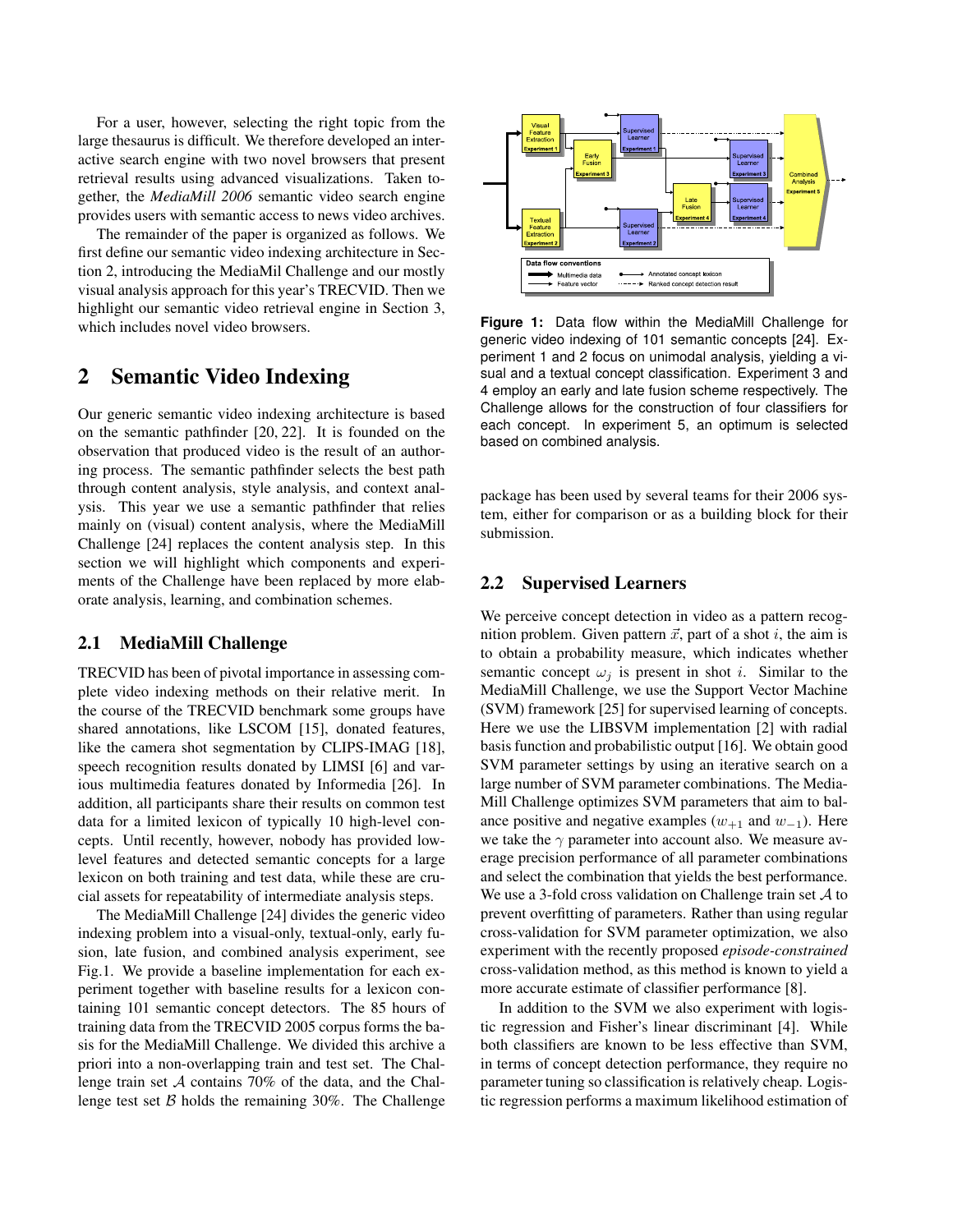For a user, however, selecting the right topic from the large thesaurus is difficult. We therefore developed an interactive search engine with two novel browsers that present retrieval results using advanced visualizations. Taken together, the *MediaMill 2006* semantic video search engine provides users with semantic access to news video archives.

The remainder of the paper is organized as follows. We first define our semantic video indexing architecture in Section 2, introducing the MediaMil Challenge and our mostly visual analysis approach for this year's TRECVID. Then we highlight our semantic video retrieval engine in Section 3, which includes novel video browsers.

## 2 Semantic Video Indexing

Our generic semantic video indexing architecture is based on the semantic pathfinder [20, 22]. It is founded on the observation that produced video is the result of an authoring process. The semantic pathfinder selects the best path through content analysis, style analysis, and context analysis. This year we use a semantic pathfinder that relies mainly on (visual) content analysis, where the MediaMill Challenge [24] replaces the content analysis step. In this section we will highlight which components and experiments of the Challenge have been replaced by more elaborate analysis, learning, and combination schemes.

### 2.1 MediaMill Challenge

TRECVID has been of pivotal importance in assessing complete video indexing methods on their relative merit. In the course of the TRECVID benchmark some groups have shared annotations, like LSCOM [15], donated features, like the camera shot segmentation by CLIPS-IMAG [18], speech recognition results donated by LIMSI [6] and various multimedia features donated by Informedia [26]. In addition, all participants share their results on common test data for a limited lexicon of typically 10 high-level concepts. Until recently, however, nobody has provided low-level features and detected semantic concepts for a large lexicon on both training and test data, while these are crucial assets for repeatability of intermediate analysis steps.

The MediaMill Challenge [24] divides the generic video indexing problem into a visual-only, textual-only, early fusion, late fusion, and combined analysis experiment, see Fig.1. We provide a baseline implementation for each experiment together with baseline results for a lexicon containing 101 semantic concept detectors. The 85 hours of training data from the TRECVID 2005 corpus forms the basis for the MediaMill Challenge. We divided this archive a priori into a non-overlapping train and test set. The Challenge train set $\mathcal{A}$ contains 70% of the data, and the Challenge test set $\mathcal{B}$ holds the remaining 30%. The Challenge package has been used by several teams for their 2006 system, either for comparison or as a building block for their submission.

**Figure 1:** Data flow within the MediaMill Challenge for generic video indexing of 101 semantic concepts [24]. Experiment 1 and 2 focus on unimodal analysis, yielding a visual and a textual concept classification. Experiment 3 and 4 employ an early and late fusion scheme respectively. The Challenge allows for the construction of four classifiers for each concept. In experiment 5, an optimum is selected based on combined analysis.

### 2.2 Supervised Learners

We perceive concept detection in video as a pattern recognition problem. Given pattern $\vec{x}$, part of a shot $i$, the aim is to obtain a probability measure, which indicates whether semantic concept $\omega_j$ is present in shot $i$. Similar to the MediaMill Challenge, we use the Support Vector Machine (SVM) framework [25] for supervised learning of concepts. Here we use the LIBSVM implementation [2] with radial basis function and probabilistic output [16]. We obtain good SVM parameter settings by using an iterative search on a large number of SVM parameter combinations. The MediaMill Challenge optimizes SVM parameters that aim to balance positive and negative examples ($w_{+1}$ and $w_{-1}$). Here we take the $\gamma$ parameter into account also. We measure average precision performance of all parameter combinations and select the combination that yields the best performance. We use a 3-fold cross validation on Challenge train set $\mathcal{A}$ to prevent overfitting of parameters. Rather than using regular cross-validation for SVM parameter optimization, we also experiment with the recently proposed *episode-constrained* cross-validation method, as this method is known to yield a more accurate estimate of classifier performance [8].

In addition to the SVM we also experiment with logistic regression and Fisher's linear discriminant [4]. While both classifiers are known to be less effective than SVM, in terms of concept detection performance, they require no parameter tuning so classification is relatively cheap. Logistic regression performs a maximum likelihood estimation of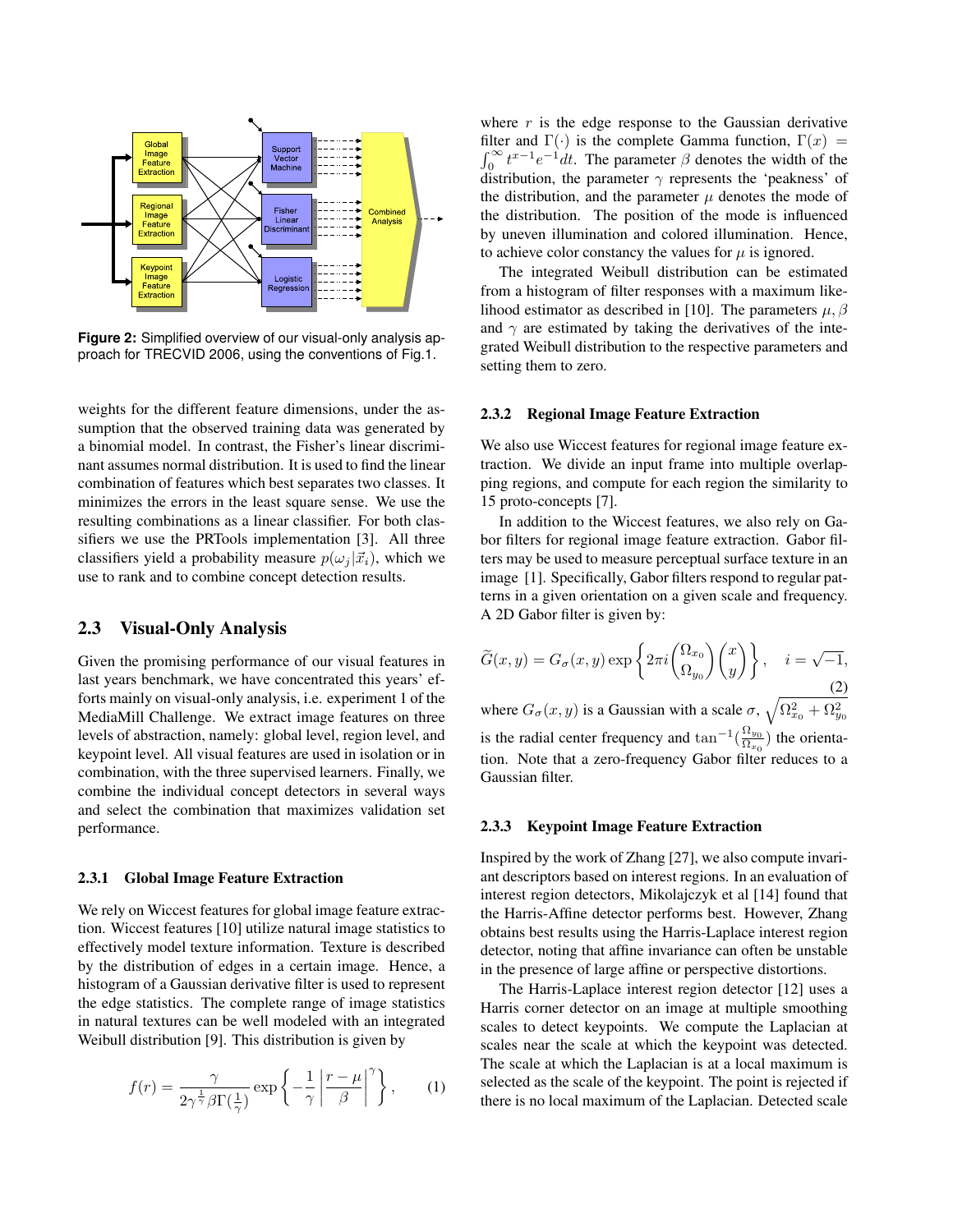Figure 2: Simplified overview of our visual-only analysis approach for TRECVID 2006, using the conventions of Fig.1.

weights for the different feature dimensions, under the assumption that the observed training data was generated by a binomial model. In contrast, the Fisher's linear discriminant assumes normal distribution. It is used to find the linear combination of features which best separates two classes. It minimizes the errors in the least square sense. We use the resulting combinations as a linear classifier. For both classifiers we use the PRTools implementation [3]. All three classifiers yield a probability measure $p(\omega_j|\vec{x}_i)$, which we use to rank and to combine concept detection results.

## 2.3 Visual-Only Analysis

Given the promising performance of our visual features in last years benchmark, we have concentrated this years' efforts mainly on visual-only analysis, i.e. experiment 1 of the MediaMill Challenge. We extract image features on three levels of abstraction, namely: global level, region level, and keypoint level. All visual features are used in isolation or in combination, with the three supervised learners. Finally, we combine the individual concept detectors in several ways and select the combination that maximizes validation set performance.

### 2.3.1 Global Image Feature Extraction

We rely on Wiccest features for global image feature extraction. Wiccest features [10] utilize natural image statistics to effectively model texture information. Texture is described by the distribution of edges in a certain image. Hence, a histogram of a Gaussian derivative filter is used to represent the edge statistics. The complete range of image statistics in natural textures can be well modeled with an integrated Weibull distribution [9]. This distribution is given by

$$f(r) = \frac{\gamma}{2\gamma^{\frac{1}{\gamma}}\beta\Gamma(\frac{1}{\gamma})} \exp\left\{-\frac{1}{\gamma}\left|\frac{r-\mu}{\beta}\right|^{\gamma}\right\}, \qquad (1)$$

where $r$ is the edge response to the Gaussian derivative filter and $\Gamma(\cdot)$ is the complete Gamma function, $\Gamma(x) = \int_0^\infty t^{x-1}e^{-1}dt$. The parameter $\beta$ denotes the width of the distribution, the parameter $\gamma$ represents the 'peakness' of the distribution, and the parameter $\mu$ denotes the mode of the distribution. The position of the mode is influenced by uneven illumination and colored illumination. Hence, to achieve color constancy the values for $\mu$ is ignored.

The integrated Weibull distribution can be estimated from a histogram of filter responses with a maximum likelihood estimator as described in [10]. The parameters $\mu, \beta$ and $\gamma$ are estimated by taking the derivatives of the integrated Weibull distribution to the respective parameters and setting them to zero.

### 2.3.2 Regional Image Feature Extraction

We also use Wiccest features for regional image feature extraction. We divide an input frame into multiple overlapping regions, and compute for each region the similarity to 15 proto-concepts [7].

In addition to the Wiccest features, we also rely on Gabor filters for regional image feature extraction. Gabor filters may be used to measure perceptual surface texture in an image [1]. Specifically, Gabor filters respond to regular patterns in a given orientation on a given scale and frequency. A 2D Gabor filter is given by:

$$\widetilde{G}(x,y) = G_\sigma(x,y)\exp\left\{2\pi i \begin{pmatrix}\Omega_{x_0}\\ \Omega_{y_0}\end{pmatrix}\begin{pmatrix}x\\ y\end{pmatrix}\right\}, \quad i=\sqrt{-1}, \qquad (2)$$

where $G_\sigma(x,y)$ is a Gaussian with a scale $\sigma$, $\sqrt{\Omega_{x_0}^2 + \Omega_{y_0}^2}$ is the radial center frequency and $\tan^{-1}(\frac{\Omega_{y_0}}{\Omega_{x_0}})$ the orientation. Note that a zero-frequency Gabor filter reduces to a Gaussian filter.

### 2.3.3 Keypoint Image Feature Extraction

Inspired by the work of Zhang [27], we also compute invariant descriptors based on interest regions. In an evaluation of interest region detectors, Mikolajczyk et al [14] found that the Harris-Affine detector performs best. However, Zhang obtains best results using the Harris-Laplace interest region detector, noting that affine invariance can often be unstable in the presence of large affine or perspective distortions.

The Harris-Laplace interest region detector [12] uses a Harris corner detector on an image at multiple smoothing scales to detect keypoints. We compute the Laplacian at scales near the scale at which the keypoint was detected. The scale at which the Laplacian is at a local maximum is selected as the scale of the keypoint. The point is rejected if there is no local maximum of the Laplacian. Detected scale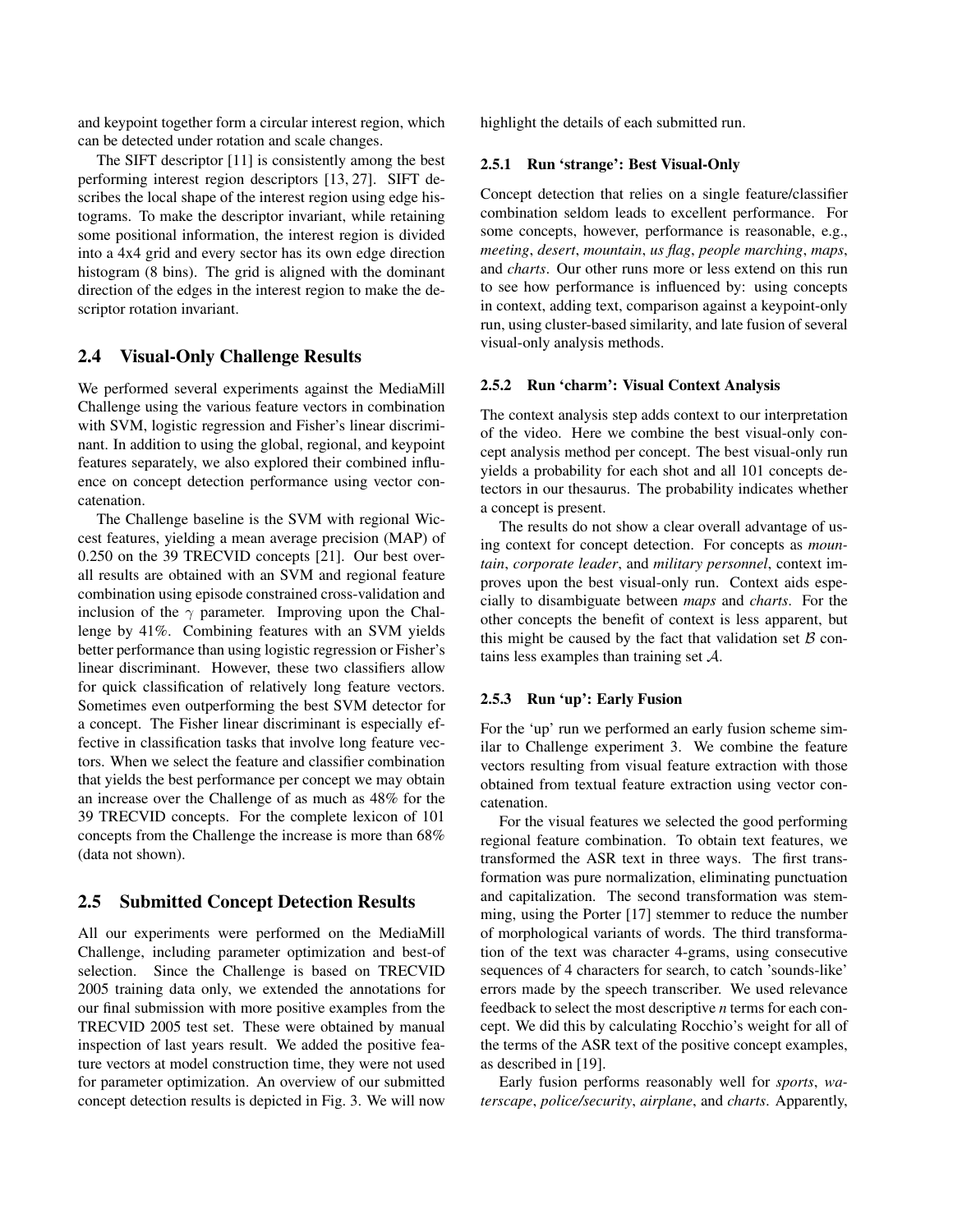and keypoint together form a circular interest region, which can be detected under rotation and scale changes.

The SIFT descriptor [11] is consistently among the best performing interest region descriptors [13, 27]. SIFT describes the local shape of the interest region using edge histograms. To make the descriptor invariant, while retaining some positional information, the interest region is divided into a 4x4 grid and every sector has its own edge direction histogram (8 bins). The grid is aligned with the dominant direction of the edges in the interest region to make the descriptor rotation invariant.

## 2.4 Visual-Only Challenge Results

We performed several experiments against the MediaMill Challenge using the various feature vectors in combination with SVM, logistic regression and Fisher's linear discriminant. In addition to using the global, regional, and keypoint features separately, we also explored their combined influence on concept detection performance using vector concatenation.

The Challenge baseline is the SVM with regional Wiccest features, yielding a mean average precision (MAP) of 0.250 on the 39 TRECVID concepts [21]. Our best overall results are obtained with an SVM and regional feature combination using episode constrained cross-validation and inclusion of the $\gamma$ parameter. Improving upon the Challenge by 41%. Combining features with an SVM yields better performance than using logistic regression or Fisher's linear discriminant. However, these two classifiers allow for quick classification of relatively long feature vectors. Sometimes even outperforming the best SVM detector for a concept. The Fisher linear discriminant is especially effective in classification tasks that involve long feature vectors. When we select the feature and classifier combination that yields the best performance per concept we may obtain an increase over the Challenge of as much as 48% for the 39 TRECVID concepts. For the complete lexicon of 101 concepts from the Challenge the increase is more than 68% (data not shown).

## 2.5 Submitted Concept Detection Results

All our experiments were performed on the MediaMill Challenge, including parameter optimization and best-of selection. Since the Challenge is based on TRECVID 2005 training data only, we extended the annotations for our final submission with more positive examples from the TRECVID 2005 test set. These were obtained by manual inspection of last years result. We added the positive feature vectors at model construction time, they were not used for parameter optimization. An overview of our submitted concept detection results is depicted in Fig. 3. We will now highlight the details of each submitted run.

### 2.5.1 Run 'strange': Best Visual-Only

Concept detection that relies on a single feature/classifier combination seldom leads to excellent performance. For some concepts, however, performance is reasonable, e.g., *meeting*, *desert*, *mountain*, *us flag*, *people marching*, *maps*, and *charts*. Our other runs more or less extend on this run to see how performance is influenced by: using concepts in context, adding text, comparison against a keypoint-only run, using cluster-based similarity, and late fusion of several visual-only analysis methods.

### 2.5.2 Run 'charm': Visual Context Analysis

The context analysis step adds context to our interpretation of the video. Here we combine the best visual-only concept analysis method per concept. The best visual-only run yields a probability for each shot and all 101 concepts detectors in our thesaurus. The probability indicates whether a concept is present.

The results do not show a clear overall advantage of using context for concept detection. For concepts as *mountain*, *corporate leader*, and *military personnel*, context improves upon the best visual-only run. Context aids especially to disambiguate between *maps* and *charts*. For the other concepts the benefit of context is less apparent, but this might be caused by the fact that validation set $\mathcal{B}$ contains less examples than training set $\mathcal{A}$.

### 2.5.3 Run 'up': Early Fusion

For the 'up' run we performed an early fusion scheme similar to Challenge experiment 3. We combine the feature vectors resulting from visual feature extraction with those obtained from textual feature extraction using vector concatenation.

For the visual features we selected the good performing regional feature combination. To obtain text features, we transformed the ASR text in three ways. The first transformation was pure normalization, eliminating punctuation and capitalization. The second transformation was stemming, using the Porter [17] stemmer to reduce the number of morphological variants of words. The third transformation of the text was character 4-grams, using consecutive sequences of 4 characters for search, to catch 'sounds-like' errors made by the speech transcriber. We used relevance feedback to select the most descriptive *n* terms for each concept. We did this by calculating Rocchio's weight for all of the terms of the ASR text of the positive concept examples, as described in [19].

Early fusion performs reasonably well for *sports*, *waterscape*, *police/security*, *airplane*, and *charts*. Apparently,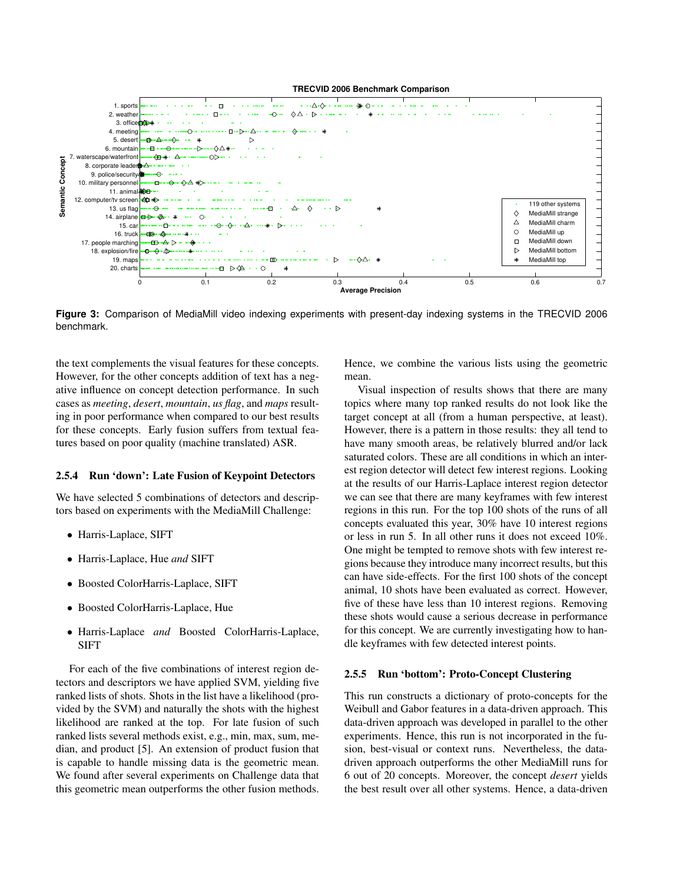**Figure 3:** Comparison of MediaMill video indexing experiments with present-day indexing systems in the TRECVID 2006 benchmark.

the text complements the visual features for these concepts. However, for the other concepts addition of text has a negative influence on concept detection performance. In such cases as *meeting*, *desert*, *mountain*, *us flag*, and *maps* resulting in poor performance when compared to our best results for these concepts. Early fusion suffers from textual features based on poor quality (machine translated) ASR.

#### 2.5.4 Run 'down': Late Fusion of Keypoint Detectors

We have selected 5 combinations of detectors and descriptors based on experiments with the MediaMill Challenge:

- Harris-Laplace, SIFT
- Harris-Laplace, Hue *and* SIFT
- Boosted ColorHarris-Laplace, SIFT
- Boosted ColorHarris-Laplace, Hue
- Harris-Laplace *and* Boosted ColorHarris-Laplace, SIFT

For each of the five combinations of interest region detectors and descriptors we have applied SVM, yielding five ranked lists of shots. Shots in the list have a likelihood (provided by the SVM) and naturally the shots with the highest likelihood are ranked at the top. For late fusion of such ranked lists several methods exist, e.g., min, max, sum, median, and product [5]. An extension of product fusion that is capable to handle missing data is the geometric mean. We found after several experiments on Challenge data that this geometric mean outperforms the other fusion methods. Hence, we combine the various lists using the geometric mean.

Visual inspection of results shows that there are many topics where many top ranked results do not look like the target concept at all (from a human perspective, at least). However, there is a pattern in those results: they all tend to have many smooth areas, be relatively blurred and/or lack saturated colors. These are all conditions in which an interest region detector will detect few interest regions. Looking at the results of our Harris-Laplace interest region detector we can see that there are many keyframes with few interest regions in this run. For the top 100 shots of the runs of all concepts evaluated this year, 30% have 10 interest regions or less in run 5. In all other runs it does not exceed 10%. One might be tempted to remove shots with few interest regions because they introduce many incorrect results, but this can have side-effects. For the first 100 shots of the concept animal, 10 shots have been evaluated as correct. However, five of these have less than 10 interest regions. Removing these shots would cause a serious decrease in performance for this concept. We are currently investigating how to handle keyframes with few detected interest points.

#### 2.5.5 Run 'bottom': Proto-Concept Clustering

This run constructs a dictionary of proto-concepts for the Weibull and Gabor features in a data-driven approach. This data-driven approach was developed in parallel to the other experiments. Hence, this run is not incorporated in the fusion, best-visual or context runs. Nevertheless, the data-driven approach outperforms the other MediaMill runs for 6 out of 20 concepts. Moreover, the concept *desert* yields the best result over all other systems. Hence, a data-driven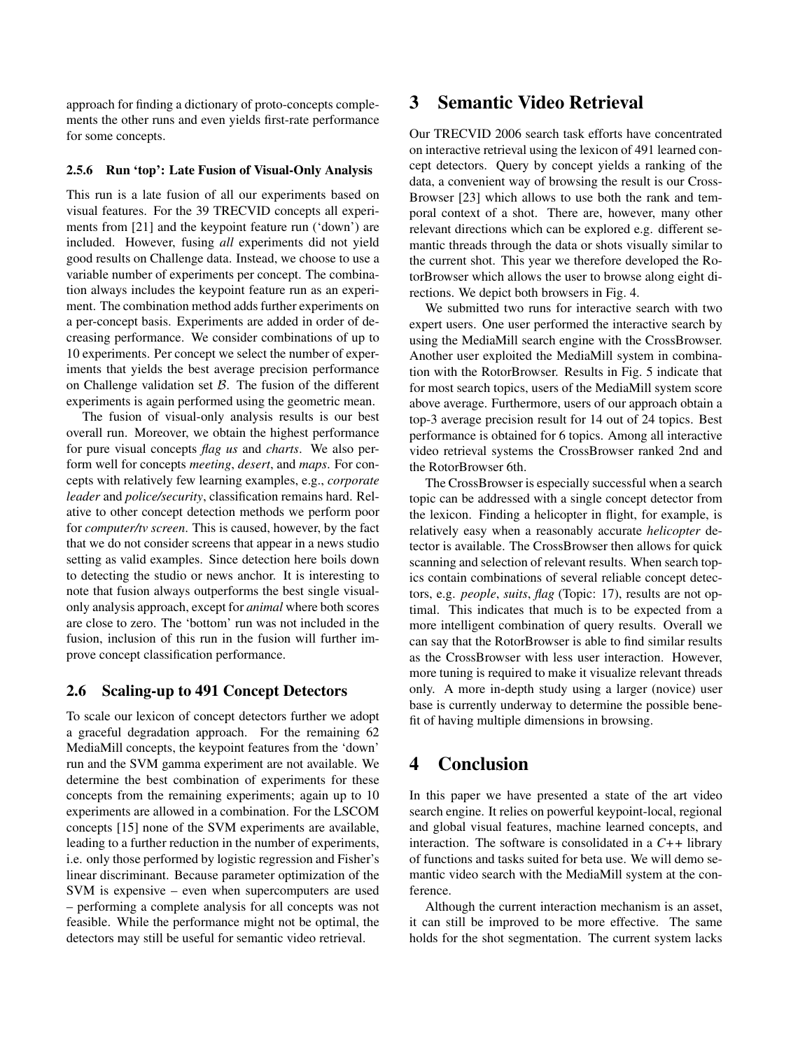approach for finding a dictionary of proto-concepts complements the other runs and even yields first-rate performance for some concepts.

#### 2.5.6 Run 'top': Late Fusion of Visual-Only Analysis

This run is a late fusion of all our experiments based on visual features. For the 39 TRECVID concepts all experiments from [21] and the keypoint feature run ('down') are included. However, fusing *all* experiments did not yield good results on Challenge data. Instead, we choose to use a variable number of experiments per concept. The combination always includes the keypoint feature run as an experiment. The combination method adds further experiments on a per-concept basis. Experiments are added in order of decreasing performance. We consider combinations of up to 10 experiments. Per concept we select the number of experiments that yields the best average precision performance on Challenge validation set $\mathcal{B}$. The fusion of the different experiments is again performed using the geometric mean.

The fusion of visual-only analysis results is our best overall run. Moreover, we obtain the highest performance for pure visual concepts *flag us* and *charts*. We also perform well for concepts *meeting*, *desert*, and *maps*. For concepts with relatively few learning examples, e.g., *corporate leader* and *police/security*, classification remains hard. Relative to other concept detection methods we perform poor for *computer/tv screen*. This is caused, however, by the fact that we do not consider screens that appear in a news studio setting as valid examples. Since detection here boils down to detecting the studio or news anchor. It is interesting to note that fusion always outperforms the best single visual-only analysis approach, except for *animal* where both scores are close to zero. The 'bottom' run was not included in the fusion, inclusion of this run in the fusion will further improve concept classification performance.

### 2.6 Scaling-up to 491 Concept Detectors

To scale our lexicon of concept detectors further we adopt a graceful degradation approach. For the remaining 62 MediaMill concepts, the keypoint features from the 'down' run and the SVM gamma experiment are not available. We determine the best combination of experiments for these concepts from the remaining experiments; again up to 10 experiments are allowed in a combination. For the LSCOM concepts [15] none of the SVM experiments are available, leading to a further reduction in the number of experiments, i.e. only those performed by logistic regression and Fisher's linear discriminant. Because parameter optimization of the SVM is expensive – even when supercomputers are used – performing a complete analysis for all concepts was not feasible. While the performance might not be optimal, the detectors may still be useful for semantic video retrieval.

## 3 Semantic Video Retrieval

Our TRECVID 2006 search task efforts have concentrated on interactive retrieval using the lexicon of 491 learned concept detectors. Query by concept yields a ranking of the data, a convenient way of browsing the result is our CrossBrowser [23] which allows to use both the rank and temporal context of a shot. There are, however, many other relevant directions which can be explored e.g. different semantic threads through the data or shots visually similar to the current shot. This year we therefore developed the RotorBrowser which allows the user to browse along eight directions. We depict both browsers in Fig. 4.

We submitted two runs for interactive search with two expert users. One user performed the interactive search by using the MediaMill search engine with the CrossBrowser. Another user exploited the MediaMill system in combination with the RotorBrowser. Results in Fig. 5 indicate that for most search topics, users of the MediaMill system score above average. Furthermore, users of our approach obtain a top-3 average precision result for 14 out of 24 topics. Best performance is obtained for 6 topics. Among all interactive video retrieval systems the CrossBrowser ranked 2nd and the RotorBrowser 6th.

The CrossBrowser is especially successful when a search topic can be addressed with a single concept detector from the lexicon. Finding a helicopter in flight, for example, is relatively easy when a reasonably accurate *helicopter* detector is available. The CrossBrowser then allows for quick scanning and selection of relevant results. When search topics contain combinations of several reliable concept detectors, e.g. *people*, *suits*, *flag* (Topic: 17), results are not optimal. This indicates that much is to be expected from a more intelligent combination of query results. Overall we can say that the RotorBrowser is able to find similar results as the CrossBrowser with less user interaction. However, more tuning is required to make it visualize relevant threads only. A more in-depth study using a larger (novice) user base is currently underway to determine the possible benefit of having multiple dimensions in browsing.

## 4 Conclusion

In this paper we have presented a state of the art video search engine. It relies on powerful keypoint-local, regional and global visual features, machine learned concepts, and interaction. The software is consolidated in a *C++* library of functions and tasks suited for beta use. We will demo semantic video search with the MediaMill system at the conference.

Although the current interaction mechanism is an asset, it can still be improved to be more effective. The same holds for the shot segmentation. The current system lacks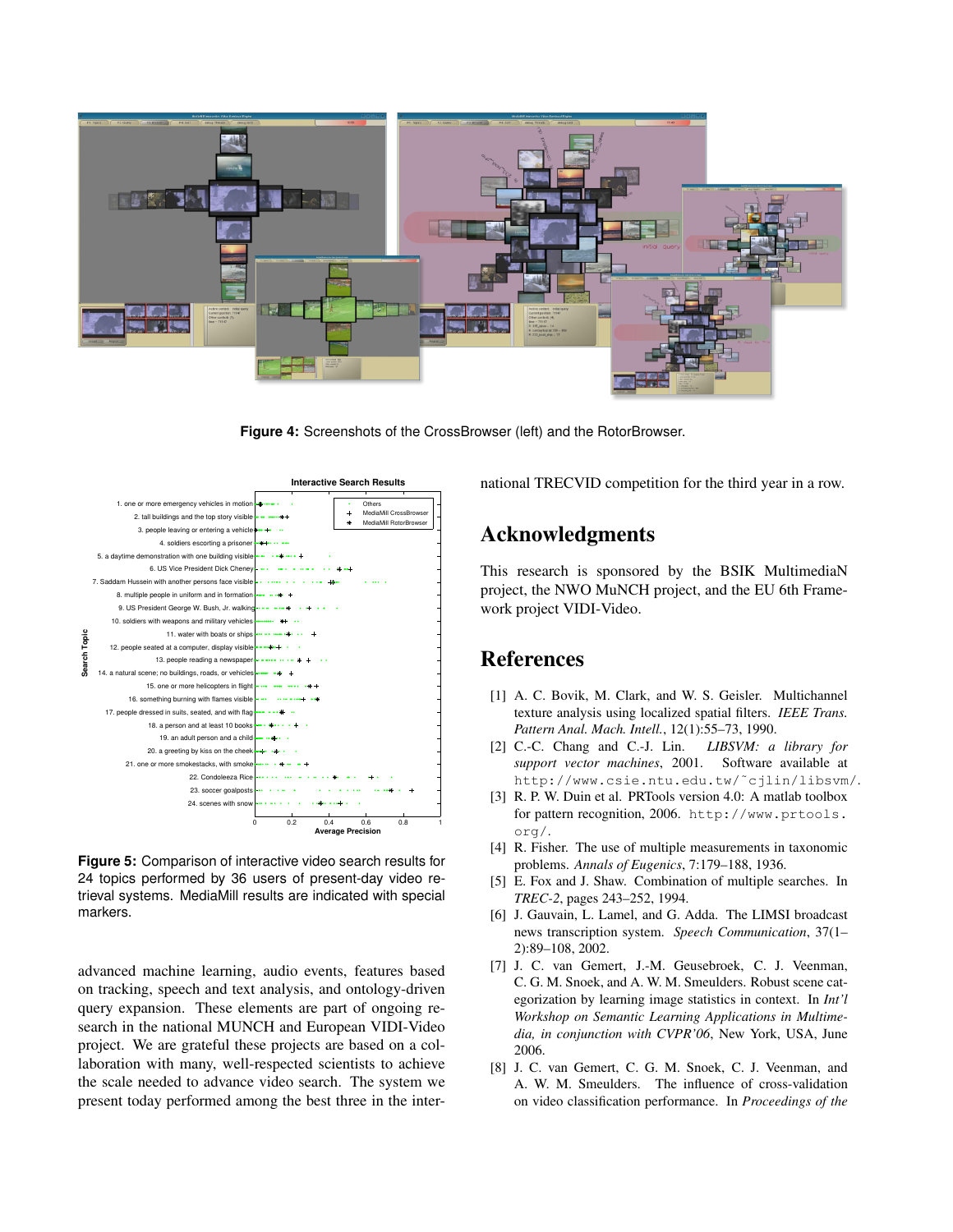**Figure 4:** Screenshots of the CrossBrowser (left) and the RotorBrowser.

**Figure 5:** Comparison of interactive video search results for 24 topics performed by 36 users of present-day video retrieval systems. MediaMill results are indicated with special markers.

advanced machine learning, audio events, features based on tracking, speech and text analysis, and ontology-driven query expansion. These elements are part of ongoing research in the national MUNCH and European VIDI-Video project. We are grateful these projects are based on a collaboration with many, well-respected scientists to achieve the scale needed to advance video search. The system we present today performed among the best three in the international TRECVID competition for the third year in a row.

## Acknowledgments

This research is sponsored by the BSIK MultimediaN project, the NWO MuNCH project, and the EU 6th Framework project VIDI-Video.

## References

[1] A. C. Bovik, M. Clark, and W. S. Geisler. Multichannel texture analysis using localized spatial filters. *IEEE Trans. Pattern Anal. Mach. Intell.*, 12(1):55–73, 1990.

[2] C.-C. Chang and C.-J. Lin. *LIBSVM: a library for support vector machines*, 2001. Software available at `http://www.csie.ntu.edu.tw/~cjlin/libsvm/`.

[3] R. P. W. Duin et al. PRTools version 4.0: A matlab toolbox for pattern recognition, 2006. `http://www.prtools.org/`.

[4] R. Fisher. The use of multiple measurements in taxonomic problems. *Annals of Eugenics*, 7:179–188, 1936.

[5] E. Fox and J. Shaw. Combination of multiple searches. In *TREC-2*, pages 243–252, 1994.

[6] J. Gauvain, L. Lamel, and G. Adda. The LIMSI broadcast news transcription system. *Speech Communication*, 37(1–2):89–108, 2002.

[7] J. C. van Gemert, J.-M. Geusebroek, C. J. Veenman, C. G. M. Snoek, and A. W. M. Smeulders. Robust scene categorization by learning image statistics in context. In *Int'l Workshop on Semantic Learning Applications in Multimedia, in conjunction with CVPR'06*, New York, USA, June 2006.

[8] J. C. van Gemert, C. G. M. Snoek, C. J. Veenman, and A. W. M. Smeulders. The influence of cross-validation on video classification performance. In *Proceedings of the*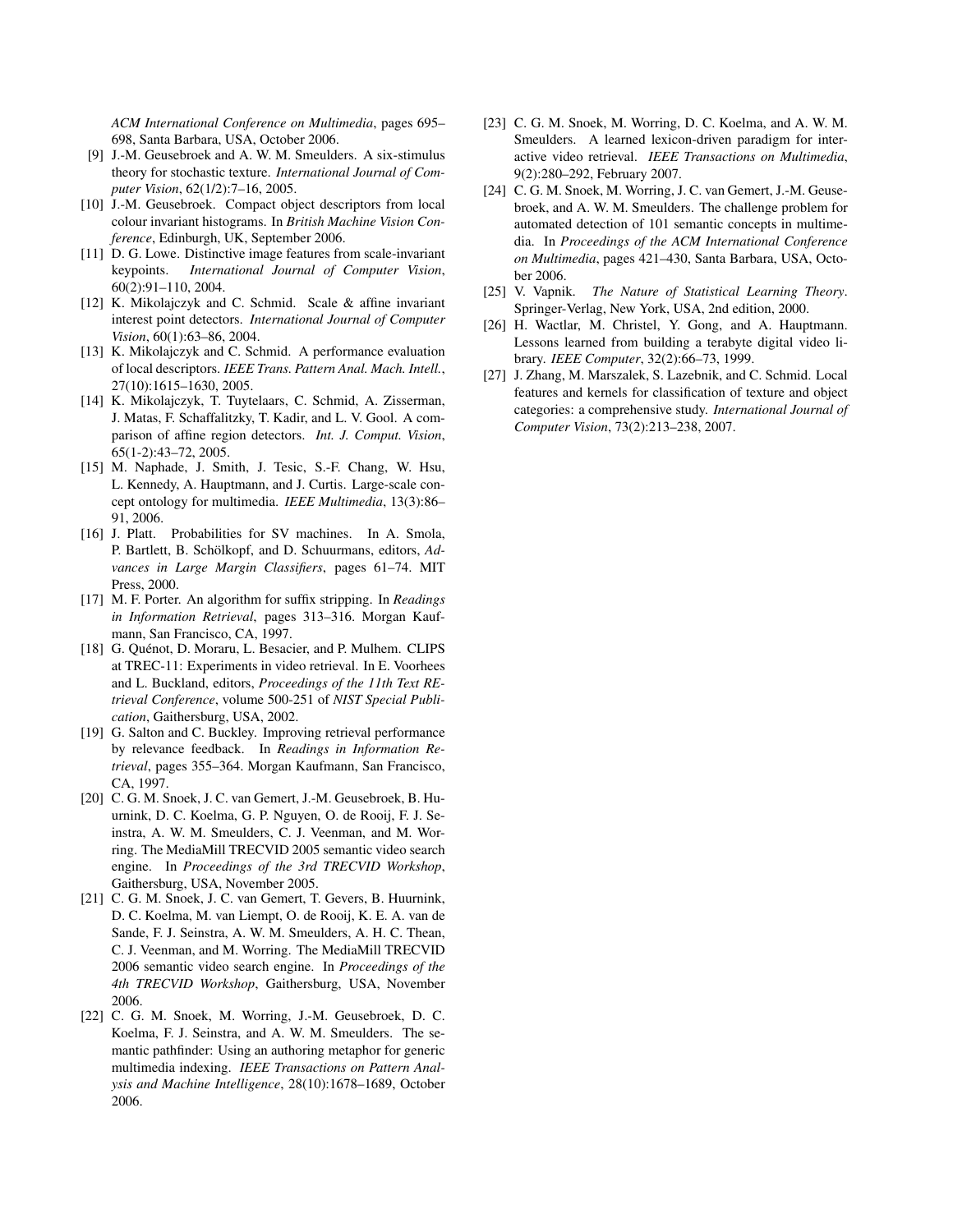*ACM International Conference on Multimedia*, pages 695–698, Santa Barbara, USA, October 2006.

[9] J.-M. Geusebroek and A. W. M. Smeulders. A six-stimulus theory for stochastic texture. *International Journal of Computer Vision*, 62(1/2):7–16, 2005.

[10] J.-M. Geusebroek. Compact object descriptors from local colour invariant histograms. In *British Machine Vision Conference*, Edinburgh, UK, September 2006.

[11] D. G. Lowe. Distinctive image features from scale-invariant keypoints. *International Journal of Computer Vision*, 60(2):91–110, 2004.

[12] K. Mikolajczyk and C. Schmid. Scale & affine invariant interest point detectors. *International Journal of Computer Vision*, 60(1):63–86, 2004.

[13] K. Mikolajczyk and C. Schmid. A performance evaluation of local descriptors. *IEEE Trans. Pattern Anal. Mach. Intell.*, 27(10):1615–1630, 2005.

[14] K. Mikolajczyk, T. Tuytelaars, C. Schmid, A. Zisserman, J. Matas, F. Schaffalitzky, T. Kadir, and L. V. Gool. A comparison of affine region detectors. *Int. J. Comput. Vision*, 65(1-2):43–72, 2005.

[15] M. Naphade, J. Smith, J. Tesic, S.-F. Chang, W. Hsu, L. Kennedy, A. Hauptmann, and J. Curtis. Large-scale concept ontology for multimedia. *IEEE Multimedia*, 13(3):86–91, 2006.

[16] J. Platt. Probabilities for SV machines. In A. Smola, P. Bartlett, B. Schölkopf, and D. Schuurmans, editors, *Advances in Large Margin Classifiers*, pages 61–74. MIT Press, 2000.

[17] M. F. Porter. An algorithm for suffix stripping. In *Readings in Information Retrieval*, pages 313–316. Morgan Kaufmann, San Francisco, CA, 1997.

[18] G. Quénot, D. Moraru, L. Besacier, and P. Mulhem. CLIPS at TREC-11: Experiments in video retrieval. In E. Voorhees and L. Buckland, editors, *Proceedings of the 11th Text REtrieval Conference*, volume 500-251 of *NIST Special Publication*, Gaithersburg, USA, 2002.

[19] G. Salton and C. Buckley. Improving retrieval performance by relevance feedback. In *Readings in Information Retrieval*, pages 355–364. Morgan Kaufmann, San Francisco, CA, 1997.

[20] C. G. M. Snoek, J. C. van Gemert, J.-M. Geusebroek, B. Huurnink, D. C. Koelma, G. P. Nguyen, O. de Rooij, F. J. Seinstra, A. W. M. Smeulders, C. J. Veenman, and M. Worring. The MediaMill TRECVID 2005 semantic video search engine. In *Proceedings of the 3rd TRECVID Workshop*, Gaithersburg, USA, November 2005.

[21] C. G. M. Snoek, J. C. van Gemert, T. Gevers, B. Huurnink, D. C. Koelma, M. van Liempt, O. de Rooij, K. E. A. van de Sande, F. J. Seinstra, A. W. M. Smeulders, A. H. C. Thean, C. J. Veenman, and M. Worring. The MediaMill TRECVID 2006 semantic video search engine. In *Proceedings of the 4th TRECVID Workshop*, Gaithersburg, USA, November 2006.

[22] C. G. M. Snoek, M. Worring, J.-M. Geusebroek, D. C. Koelma, F. J. Seinstra, and A. W. M. Smeulders. The semantic pathfinder: Using an authoring metaphor for generic multimedia indexing. *IEEE Transactions on Pattern Analysis and Machine Intelligence*, 28(10):1678–1689, October 2006.

[23] C. G. M. Snoek, M. Worring, D. C. Koelma, and A. W. M. Smeulders. A learned lexicon-driven paradigm for interactive video retrieval. *IEEE Transactions on Multimedia*, 9(2):280–292, February 2007.

[24] C. G. M. Snoek, M. Worring, J. C. van Gemert, J.-M. Geusebroek, and A. W. M. Smeulders. The challenge problem for automated detection of 101 semantic concepts in multimedia. In *Proceedings of the ACM International Conference on Multimedia*, pages 421–430, Santa Barbara, USA, October 2006.

[25] V. Vapnik. *The Nature of Statistical Learning Theory*. Springer-Verlag, New York, USA, 2nd edition, 2000.

[26] H. Wactlar, M. Christel, Y. Gong, and A. Hauptmann. Lessons learned from building a terabyte digital video library. *IEEE Computer*, 32(2):66–73, 1999.

[27] J. Zhang, M. Marszalek, S. Lazebnik, and C. Schmid. Local features and kernels for classification of texture and object categories: a comprehensive study. *International Journal of Computer Vision*, 73(2):213–238, 2007.